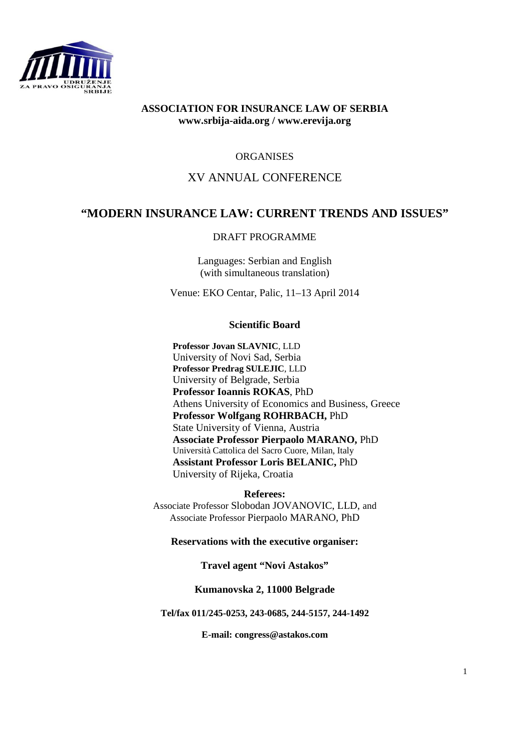**ASSOCIATION FOR INSURANCE LAW OF SERBIA**
**www.srbija-aida.org / www.erevija.org**

ORGANISES

XV ANNUAL CONFERENCE

# "MODERN INSURANCE LAW: CURRENT TRENDS AND ISSUES"

DRAFT PROGRAMME

Languages: Serbian and English
(with simultaneous translation)

Venue: EKO Centar, Palic, 11–13 April 2014

## Scientific Board

**Professor Jovan SLAVNIC**, LLD
University of Novi Sad, Serbia
**Professor Predrag SULEJIC**, LLD
University of Belgrade, Serbia
**Professor Ioannis ROKAS**, PhD
Athens University of Economics and Business, Greece
**Professor Wolfgang ROHRBACH,** PhD
State University of Vienna, Austria
**Associate Professor Pierpaolo MARANO,** PhD
Università Cattolica del Sacro Cuore, Milan, Italy
**Assistant Professor Loris BELANIC,** PhD
University of Rijeka, Croatia

**Referees:**
Associate Professor Slobodan JOVANOVIC, LLD, and
Associate Professor Pierpaolo MARANO, PhD

**Reservations with the executive organiser:**

**Travel agent "Novi Astakos"**

**Kumanovska 2, 11000 Belgrade**

**Tel/fax 011/245-0253, 243-0685, 244-5157, 244-1492**

**E-mail: congress@astakos.com**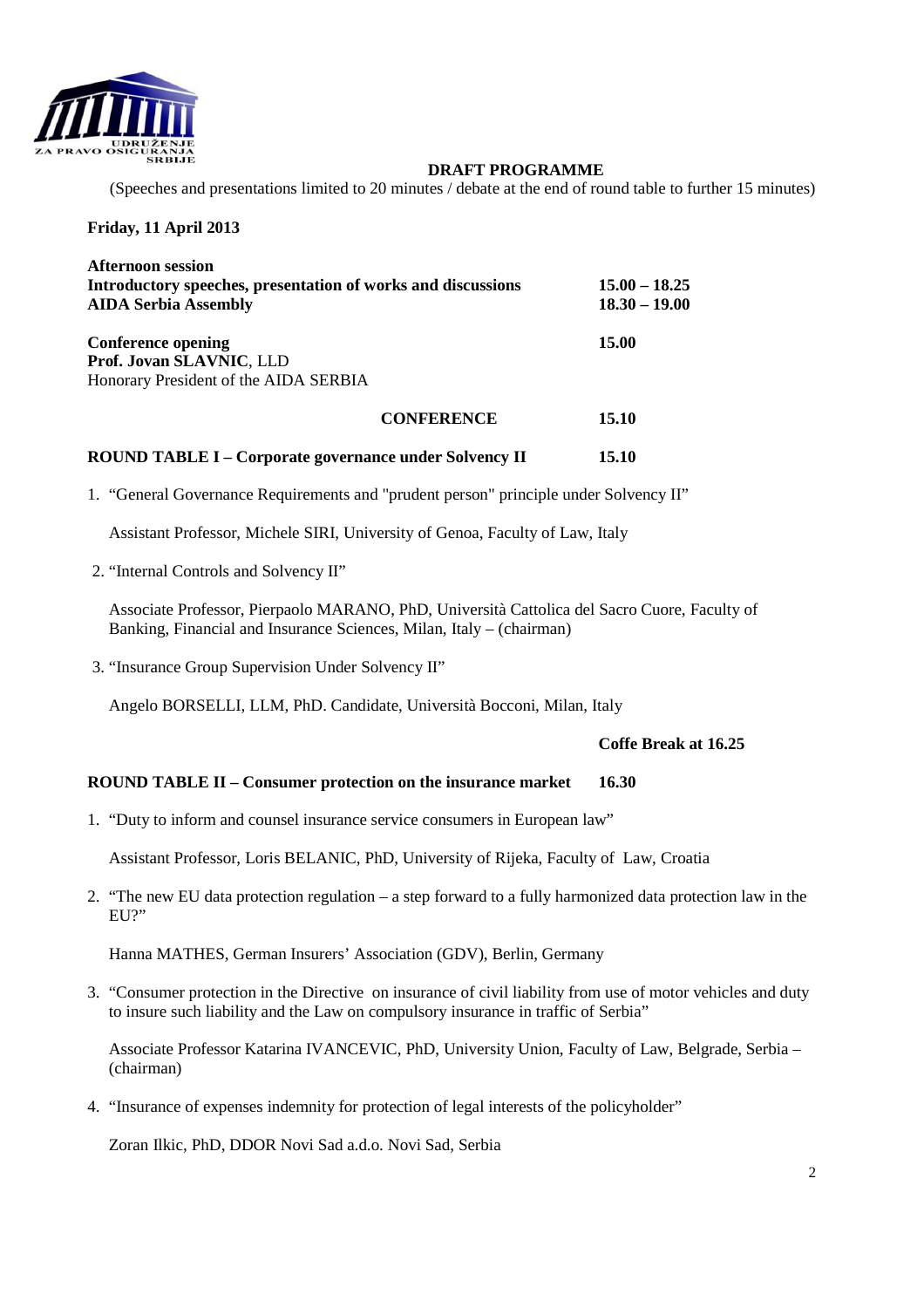## DRAFT PROGRAMME

(Speeches and presentations limited to 20 minutes / debate at the end of round table to further 15 minutes)

**Friday, 11 April 2013**

| | |
|---|---|
| **Afternoon session** | |
| **Introductory speeches, presentation of works and discussions** | **15.00 – 18.25** |
| **AIDA Serbia Assembly** | **18.30 – 19.00** |

**Conference opening** — **15.00**
**Prof. Jovan SLAVNIC**, LLD
Honorary President of the AIDA SERBIA

**CONFERENCE** — **15.10**

### ROUND TABLE I – Corporate governance under Solvency II — 15.10

1. "General Governance Requirements and "prudent person" principle under Solvency II"

   Assistant Professor, Michele SIRI, University of Genoa, Faculty of Law, Italy

2. "Internal Controls and Solvency II"

   Associate Professor, Pierpaolo MARANO, PhD, Università Cattolica del Sacro Cuore, Faculty of Banking, Financial and Insurance Sciences, Milan, Italy – (chairman)

3. "Insurance Group Supervision Under Solvency II"

   Angelo BORSELLI, LLM, PhD. Candidate, Università Bocconi, Milan, Italy

**Coffe Break at 16.25**

### ROUND TABLE II – Consumer protection on the insurance market — 16.30

1. "Duty to inform and counsel insurance service consumers in European law"

   Assistant Professor, Loris BELANIC, PhD, University of Rijeka, Faculty of Law, Croatia

2. "The new EU data protection regulation – a step forward to a fully harmonized data protection law in the EU?"

   Hanna MATHES, German Insurers' Association (GDV), Berlin, Germany

3. "Consumer protection in the Directive on insurance of civil liability from use of motor vehicles and duty to insure such liability and the Law on compulsory insurance in traffic of Serbia"

   Associate Professor Katarina IVANCEVIC, PhD, University Union, Faculty of Law, Belgrade, Serbia – (chairman)

4. "Insurance of expenses indemnity for protection of legal interests of the policyholder"

   Zoran Ilkic, PhD, DDOR Novi Sad a.d.o. Novi Sad, Serbia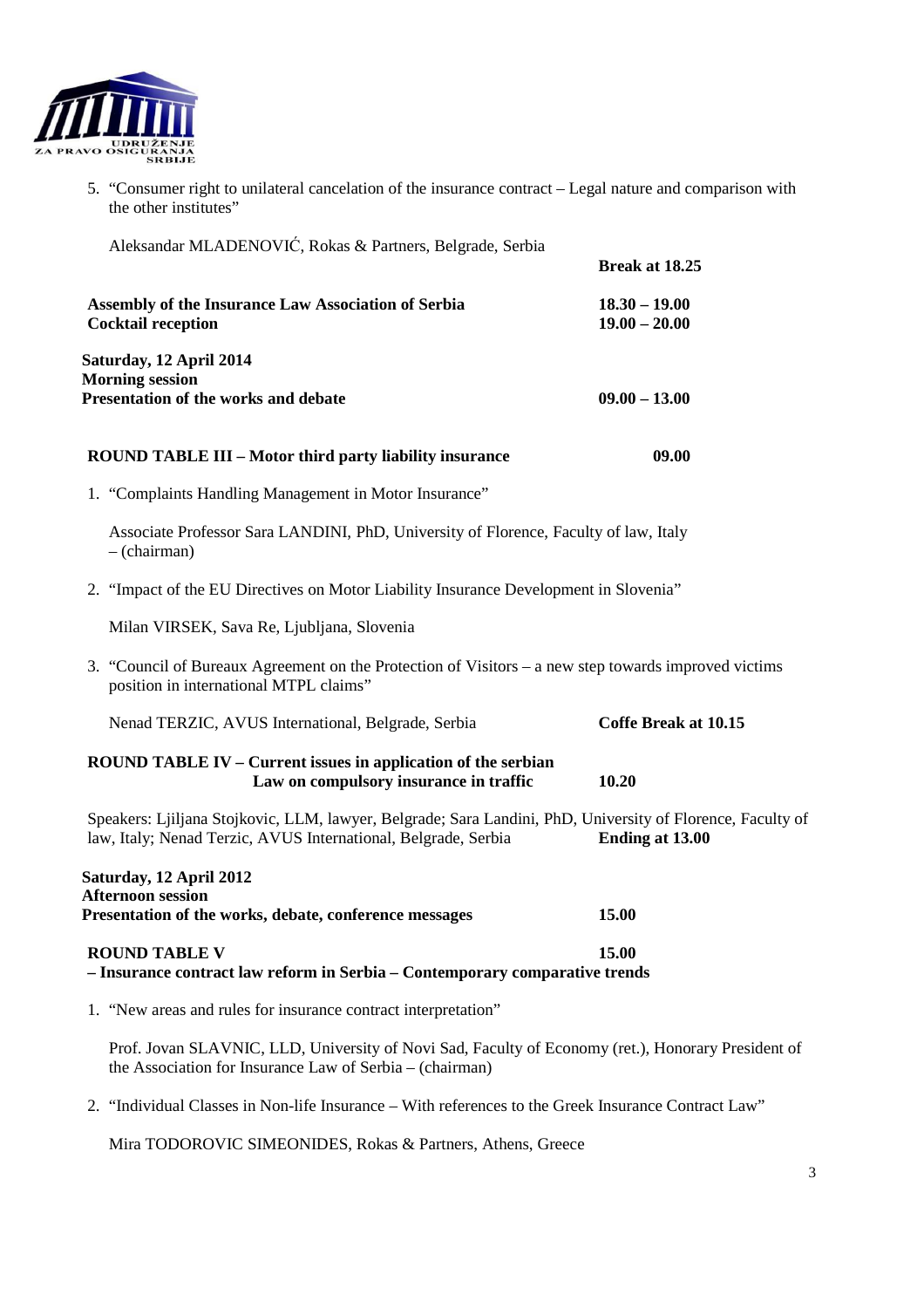5. "Consumer right to unilateral cancelation of the insurance contract – Legal nature and comparison with the other institutes"

   Aleksandar MLADENOVIĆ, Rokas & Partners, Belgrade, Serbia

**Break at 18.25**

**Assembly of the Insurance Law Association of Serbia** **18.30 – 19.00**
**Cocktail reception** **19.00 – 20.00**

**Saturday, 12 April 2014**
**Morning session**
**Presentation of the works and debate** **09.00 – 13.00**

**ROUND TABLE III – Motor third party liability insurance** **09.00**

1. "Complaints Handling Management in Motor Insurance"

   Associate Professor Sara LANDINI, PhD, University of Florence, Faculty of law, Italy – (chairman)

2. "Impact of the EU Directives on Motor Liability Insurance Development in Slovenia"

   Milan VIRSEK, Sava Re, Ljubljana, Slovenia

3. "Council of Bureaux Agreement on the Protection of Visitors – a new step towards improved victims position in international MTPL claims"

   Nenad TERZIC, AVUS International, Belgrade, Serbia **Coffe Break at 10.15**

**ROUND TABLE IV – Current issues in application of the serbian Law on compulsory insurance in traffic** **10.20**

Speakers: Ljiljana Stojkovic, LLM, lawyer, Belgrade; Sara Landini, PhD, University of Florence, Faculty of law, Italy; Nenad Terzic, AVUS International, Belgrade, Serbia **Ending at 13.00**

**Saturday, 12 April 2012**
**Afternoon session**
**Presentation of the works, debate, conference messages** **15.00**

**ROUND TABLE V** **15.00**
**– Insurance contract law reform in Serbia – Contemporary comparative trends**

1. "New areas and rules for insurance contract interpretation"

   Prof. Jovan SLAVNIC, LLD, University of Novi Sad, Faculty of Economy (ret.), Honorary President of the Association for Insurance Law of Serbia – (chairman)

2. "Individual Classes in Non-life Insurance – With references to the Greek Insurance Contract Law"

   Mira TODOROVIC SIMEONIDES, Rokas & Partners, Athens, Greece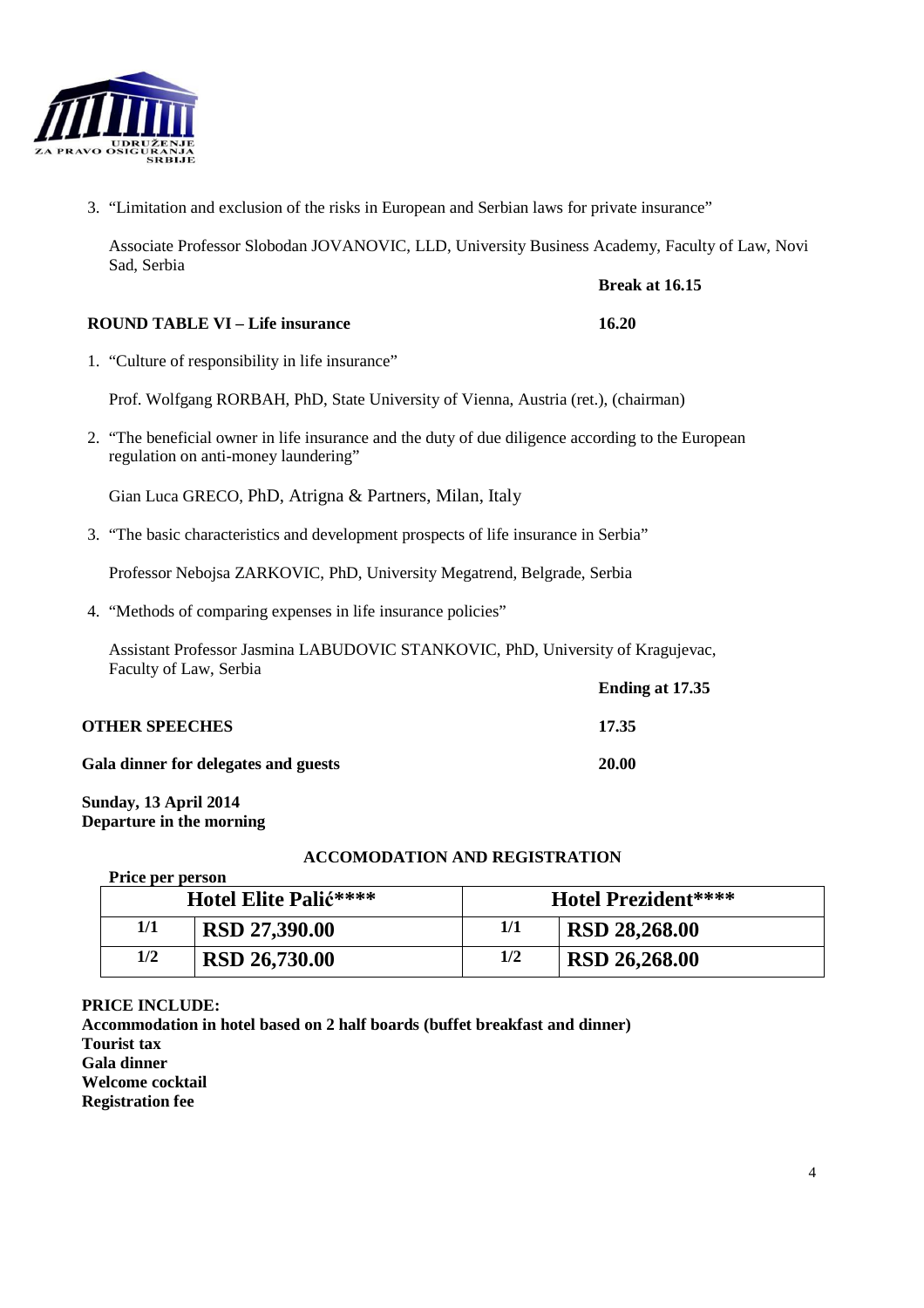3. "Limitation and exclusion of the risks in European and Serbian laws for private insurance"

   Associate Professor Slobodan JOVANOVIC, LLD, University Business Academy, Faculty of Law, Novi Sad, Serbia

**Break at 16.15**

**ROUND TABLE VI – Life insurance** **16.20**

1. "Culture of responsibility in life insurance"

   Prof. Wolfgang RORBAH, PhD, State University of Vienna, Austria (ret.), (chairman)

2. "The beneficial owner in life insurance and the duty of due diligence according to the European regulation on anti-money laundering"

   Gian Luca GRECO, PhD, Atrigna & Partners, Milan, Italy

3. "The basic characteristics and development prospects of life insurance in Serbia"

   Professor Nebojsa ZARKOVIC, PhD, University Megatrend, Belgrade, Serbia

4. "Methods of comparing expenses in life insurance policies"

   Assistant Professor Jasmina LABUDOVIC STANKOVIC, PhD, University of Kragujevac, Faculty of Law, Serbia

**Ending at 17.35**

**OTHER SPEECHES** **17.35**

**Gala dinner for delegates and guests** **20.00**

**Sunday, 13 April 2014**
**Departure in the morning**

## ACCOMODATION AND REGISTRATION

**Price per person**

| Hotel Elite Palić**** | | Hotel Prezident**** | |
|---|---|---|---|
| 1/1 | RSD 27,390.00 | 1/1 | RSD 28,268.00 |
| 1/2 | RSD 26,730.00 | 1/2 | RSD 26,268.00 |

**PRICE INCLUDE:**
**Accommodation in hotel based on 2 half boards (buffet breakfast and dinner)**
**Tourist tax**
**Gala dinner**
**Welcome cocktail**
**Registration fee**